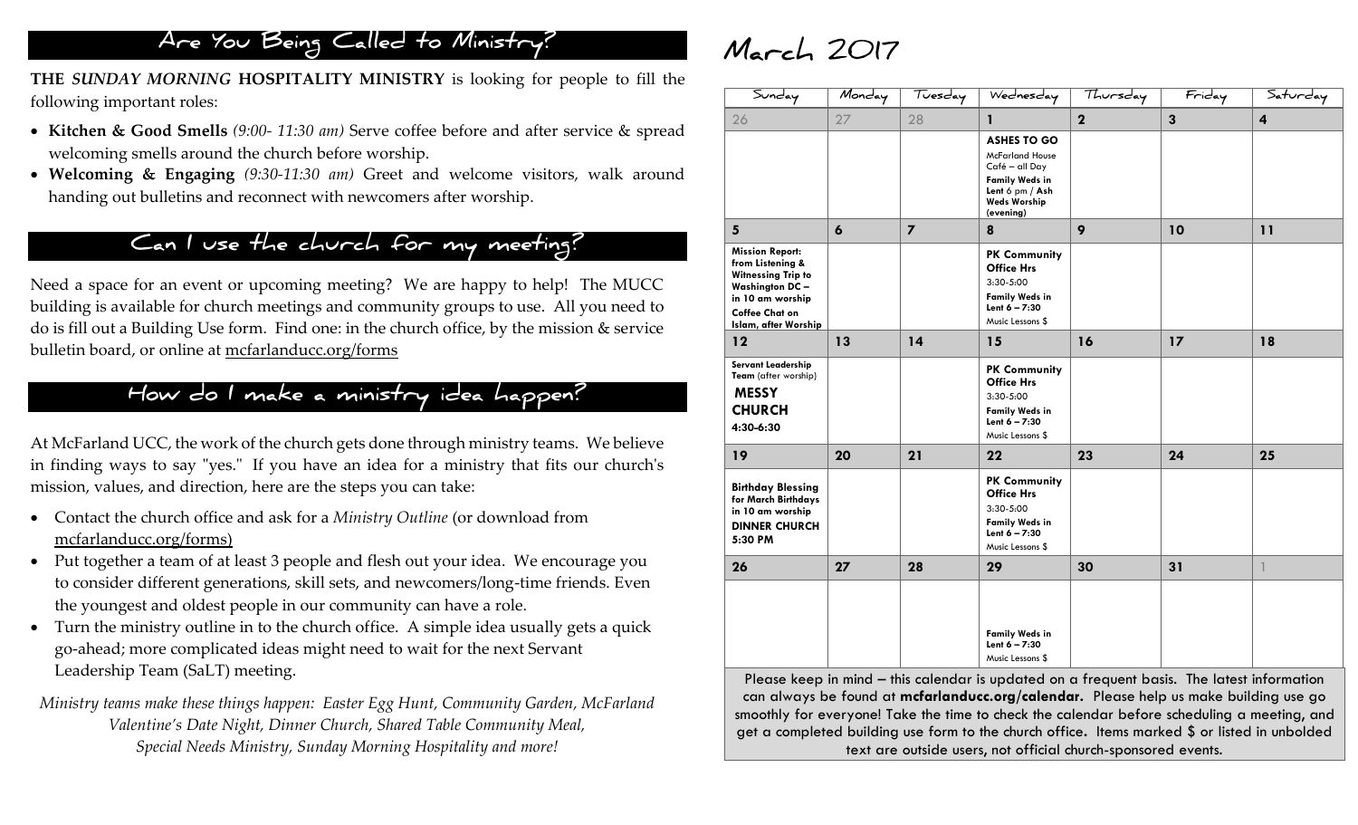## Are You Being Called to Ministry?

**THE *SUNDAY MORNING* HOSPITALITY MINISTRY** is looking for people to fill the following important roles:

- **Kitchen & Good Smells** *(9:00- 11:30 am)* Serve coffee before and after service & spread welcoming smells around the church before worship.
- **Welcoming & Engaging** *(9:30-11:30 am)* Greet and welcome visitors, walk around handing out bulletins and reconnect with newcomers after worship.

## Can I use the church for my meeting?

Need a space for an event or upcoming meeting? We are happy to help! The MUCC building is available for church meetings and community groups to use. All you need to do is fill out a Building Use form. Find one: in the church office, by the mission & service bulletin board, or online at mcfarlanducc.org/forms

## How do I make a ministry idea happen?

At McFarland UCC, the work of the church gets done through ministry teams. We believe in finding ways to say "yes." If you have an idea for a ministry that fits our church's mission, values, and direction, here are the steps you can take:

- Contact the church office and ask for a *Ministry Outline* (or download from mcfarlanducc.org/forms)
- Put together a team of at least 3 people and flesh out your idea. We encourage you to consider different generations, skill sets, and newcomers/long-time friends. Even the youngest and oldest people in our community can have a role.
- Turn the ministry outline in to the church office. A simple idea usually gets a quick go-ahead; more complicated ideas might need to wait for the next Servant Leadership Team (SaLT) meeting.

*Ministry teams make these things happen: Easter Egg Hunt, Community Garden, McFarland Valentine's Date Night, Dinner Church, Shared Table Community Meal, Special Needs Ministry, Sunday Morning Hospitality and more!*

# March 2017

| Sunday | Monday | Tuesday | Wednesday | Thursday | Friday | Saturday |
|---|---|---|---|---|---|---|
| 26 | 27 | 28 | **1** | **2** | **3** | **4** |
| | | | **ASHES TO GO** McFarland House Café – all Day **Family Weds in Lent** 6 pm / **Ash Weds Worship (evening)** | | | |
| **5** | **6** | **7** | **8** | **9** | **10** | **11** |
| **Mission Report: from Listening & Witnessing Trip to Washington DC – in 10 am worship** **Coffee Chat on Islam, after Worship** | | | **PK Community Office Hrs** 3:30-5:00 **Family Weds in Lent 6 – 7:30** Music Lessons $ | | | |
| **12** | **13** | **14** | **15** | **16** | **17** | **18** |
| **Servant Leadership Team** (after worship) **MESSY CHURCH 4:30-6:30** | | | **PK Community Office Hrs** 3:30-5:00 **Family Weds in Lent 6 – 7:30** Music Lessons $ | | | |
| **19** | **20** | **21** | **22** | **23** | **24** | **25** |
| **Birthday Blessing for March Birthdays in 10 am worship** **DINNER CHURCH 5:30 PM** | | | **PK Community Office Hrs** 3:30-5:00 **Family Weds in Lent 6 – 7:30** Music Lessons $ | | | |
| **26** | **27** | **28** | **29** | **30** | **31** | 1 |
| | | | **Family Weds in Lent 6 – 7:30** Music Lessons $ | | | |

Please keep in mind – this calendar is updated on a frequent basis. The latest information can always be found at **mcfarlanducc.org/calendar.** Please help us make building use go smoothly for everyone! Take the time to check the calendar before scheduling a meeting, and get a completed building use form to the church office**.** Items marked $ or listed in unbolded text are outside users, not official church-sponsored events.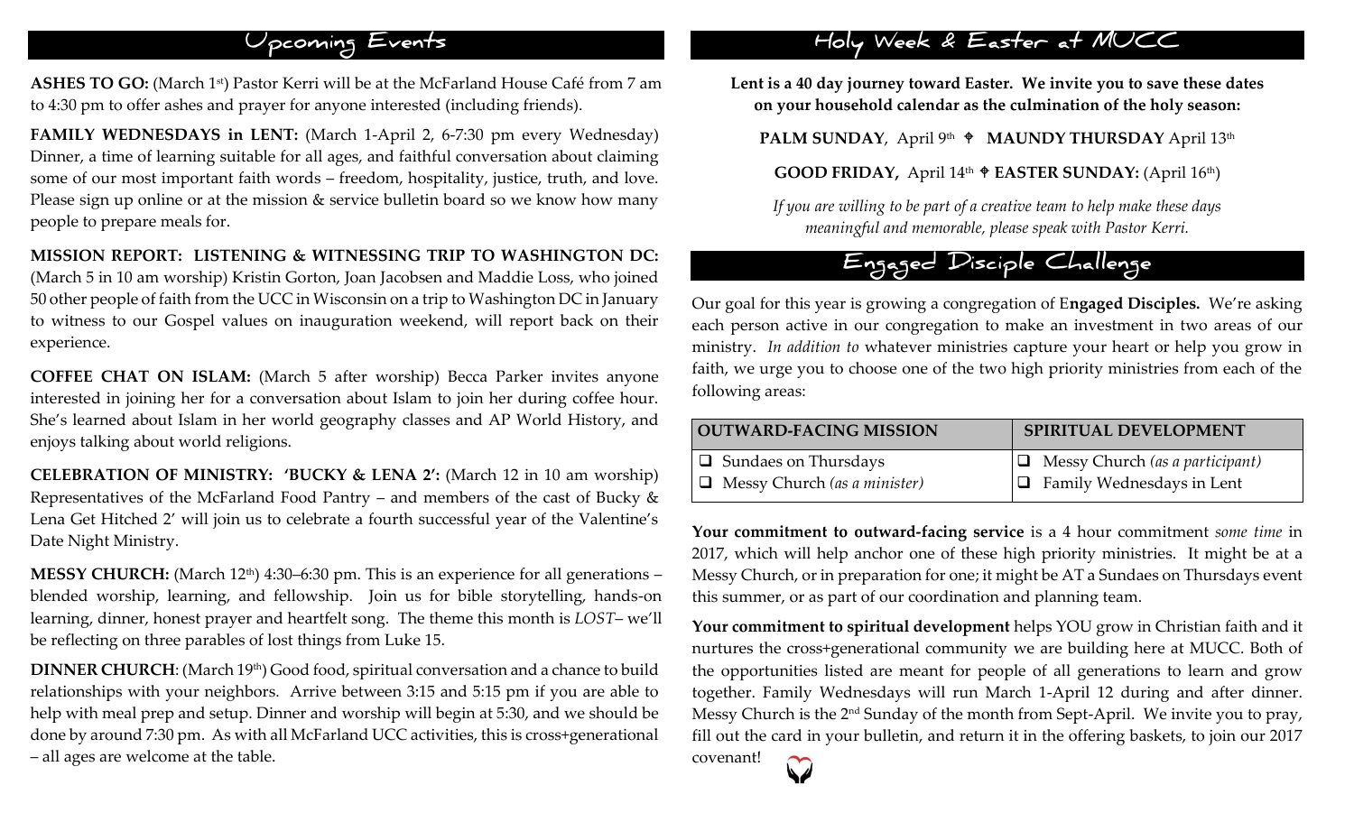## Upcoming Events

**ASHES TO GO:** (March 1st) Pastor Kerri will be at the McFarland House Café from 7 am to 4:30 pm to offer ashes and prayer for anyone interested (including friends).

**FAMILY WEDNESDAYS in LENT:** (March 1-April 2, 6-7:30 pm every Wednesday) Dinner, a time of learning suitable for all ages, and faithful conversation about claiming some of our most important faith words – freedom, hospitality, justice, truth, and love. Please sign up online or at the mission & service bulletin board so we know how many people to prepare meals for.

**MISSION REPORT: LISTENING & WITNESSING TRIP TO WASHINGTON DC:** (March 5 in 10 am worship) Kristin Gorton, Joan Jacobsen and Maddie Loss, who joined 50 other people of faith from the UCC in Wisconsin on a trip to Washington DC in January to witness to our Gospel values on inauguration weekend, will report back on their experience.

**COFFEE CHAT ON ISLAM:** (March 5 after worship) Becca Parker invites anyone interested in joining her for a conversation about Islam to join her during coffee hour. She's learned about Islam in her world geography classes and AP World History, and enjoys talking about world religions.

**CELEBRATION OF MINISTRY: 'BUCKY & LENA 2':** (March 12 in 10 am worship) Representatives of the McFarland Food Pantry – and members of the cast of Bucky & Lena Get Hitched 2' will join us to celebrate a fourth successful year of the Valentine's Date Night Ministry.

**MESSY CHURCH:** (March 12th) 4:30–6:30 pm. This is an experience for all generations – blended worship, learning, and fellowship. Join us for bible storytelling, hands-on learning, dinner, honest prayer and heartfelt song. The theme this month is *LOST*– we'll be reflecting on three parables of lost things from Luke 15.

**DINNER CHURCH**: (March 19th) Good food, spiritual conversation and a chance to build relationships with your neighbors. Arrive between 3:15 and 5:15 pm if you are able to help with meal prep and setup. Dinner and worship will begin at 5:30, and we should be done by around 7:30 pm. As with all McFarland UCC activities, this is cross+generational – all ages are welcome at the table.

## Holy Week & Easter at MUCC

**Lent is a 40 day journey toward Easter. We invite you to save these dates on your household calendar as the culmination of the holy season:**

**PALM SUNDAY**, April 9th ✟ **MAUNDY THURSDAY** April 13th

**GOOD FRIDAY,** April 14th ✟ **EASTER SUNDAY:** (April 16th)

*If you are willing to be part of a creative team to help make these days meaningful and memorable, please speak with Pastor Kerri.*

## Engaged Disciple Challenge

Our goal for this year is growing a congregation of E**ngaged Disciples.** We're asking each person active in our congregation to make an investment in two areas of our ministry. *In addition to* whatever ministries capture your heart or help you grow in faith, we urge you to choose one of the two high priority ministries from each of the following areas:

| OUTWARD-FACING MISSION | SPIRITUAL DEVELOPMENT |
|---|---|
| ☐ Sundaes on Thursdays | ☐ Messy Church *(as a participant)* |
| ☐ Messy Church *(as a minister)* | ☐ Family Wednesdays in Lent |

**Your commitment to outward-facing service** is a 4 hour commitment *some time* in 2017, which will help anchor one of these high priority ministries. It might be at a Messy Church, or in preparation for one; it might be AT a Sundaes on Thursdays event this summer, or as part of our coordination and planning team.

**Your commitment to spiritual development** helps YOU grow in Christian faith and it nurtures the cross+generational community we are building here at MUCC. Both of the opportunities listed are meant for people of all generations to learn and grow together. Family Wednesdays will run March 1-April 12 during and after dinner. Messy Church is the 2nd Sunday of the month from Sept-April. We invite you to pray, fill out the card in your bulletin, and return it in the offering baskets, to join our 2017 covenant!